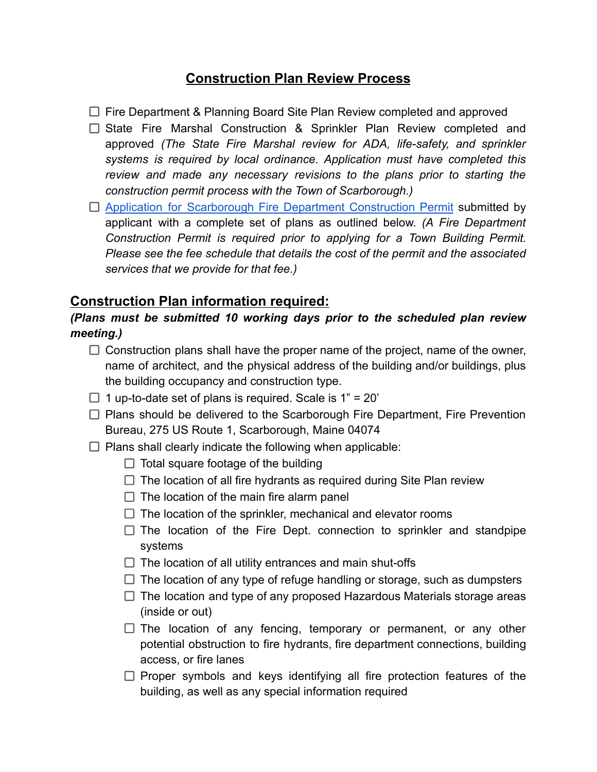# Construction Plan Review Process

- [ ] Fire Department & Planning Board Site Plan Review completed and approved
- [ ] State Fire Marshal Construction & Sprinkler Plan Review completed and approved *(The State Fire Marshal review for ADA, life-safety, and sprinkler systems is required by local ordinance. Application must have completed this review and made any necessary revisions to the plans prior to starting the construction permit process with the Town of Scarborough.)*
- [ ] Application for Scarborough Fire Department Construction Permit submitted by applicant with a complete set of plans as outlined below. *(A Fire Department Construction Permit is required prior to applying for a Town Building Permit. Please see the fee schedule that details the cost of the permit and the associated services that we provide for that fee.)*

## Construction Plan information required:

***(Plans must be submitted 10 working days prior to the scheduled plan review meeting.)***

- [ ] Construction plans shall have the proper name of the project, name of the owner, name of architect, and the physical address of the building and/or buildings, plus the building occupancy and construction type.
- [ ] 1 up-to-date set of plans is required. Scale is 1" = 20'
- [ ] Plans should be delivered to the Scarborough Fire Department, Fire Prevention Bureau, 275 US Route 1, Scarborough, Maine 04074
- [ ] Plans shall clearly indicate the following when applicable:
  - [ ] Total square footage of the building
  - [ ] The location of all fire hydrants as required during Site Plan review
  - [ ] The location of the main fire alarm panel
  - [ ] The location of the sprinkler, mechanical and elevator rooms
  - [ ] The location of the Fire Dept. connection to sprinkler and standpipe systems
  - [ ] The location of all utility entrances and main shut-offs
  - [ ] The location of any type of refuge handling or storage, such as dumpsters
  - [ ] The location and type of any proposed Hazardous Materials storage areas (inside or out)
  - [ ] The location of any fencing, temporary or permanent, or any other potential obstruction to fire hydrants, fire department connections, building access, or fire lanes
  - [ ] Proper symbols and keys identifying all fire protection features of the building, as well as any special information required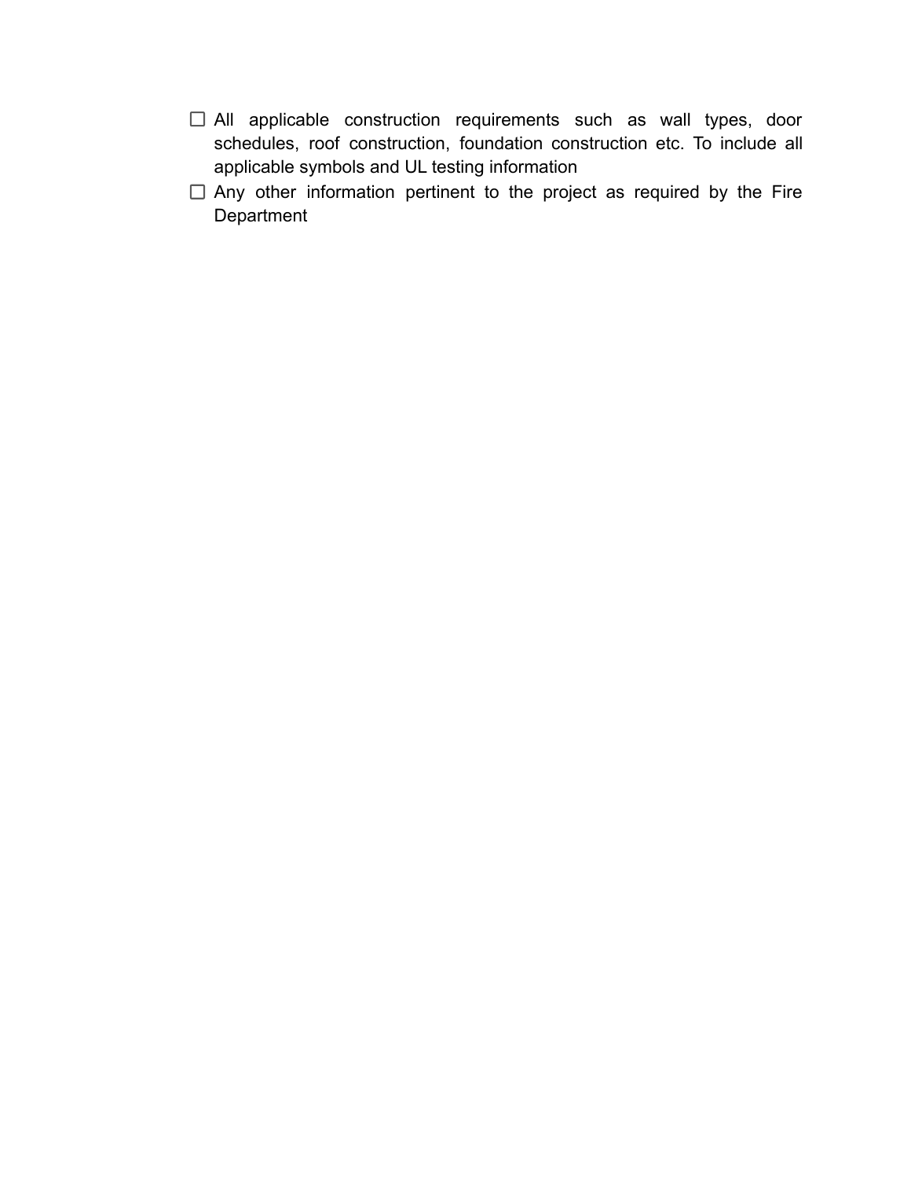- ☐ All applicable construction requirements such as wall types, door schedules, roof construction, foundation construction etc. To include all applicable symbols and UL testing information
- ☐ Any other information pertinent to the project as required by the Fire Department